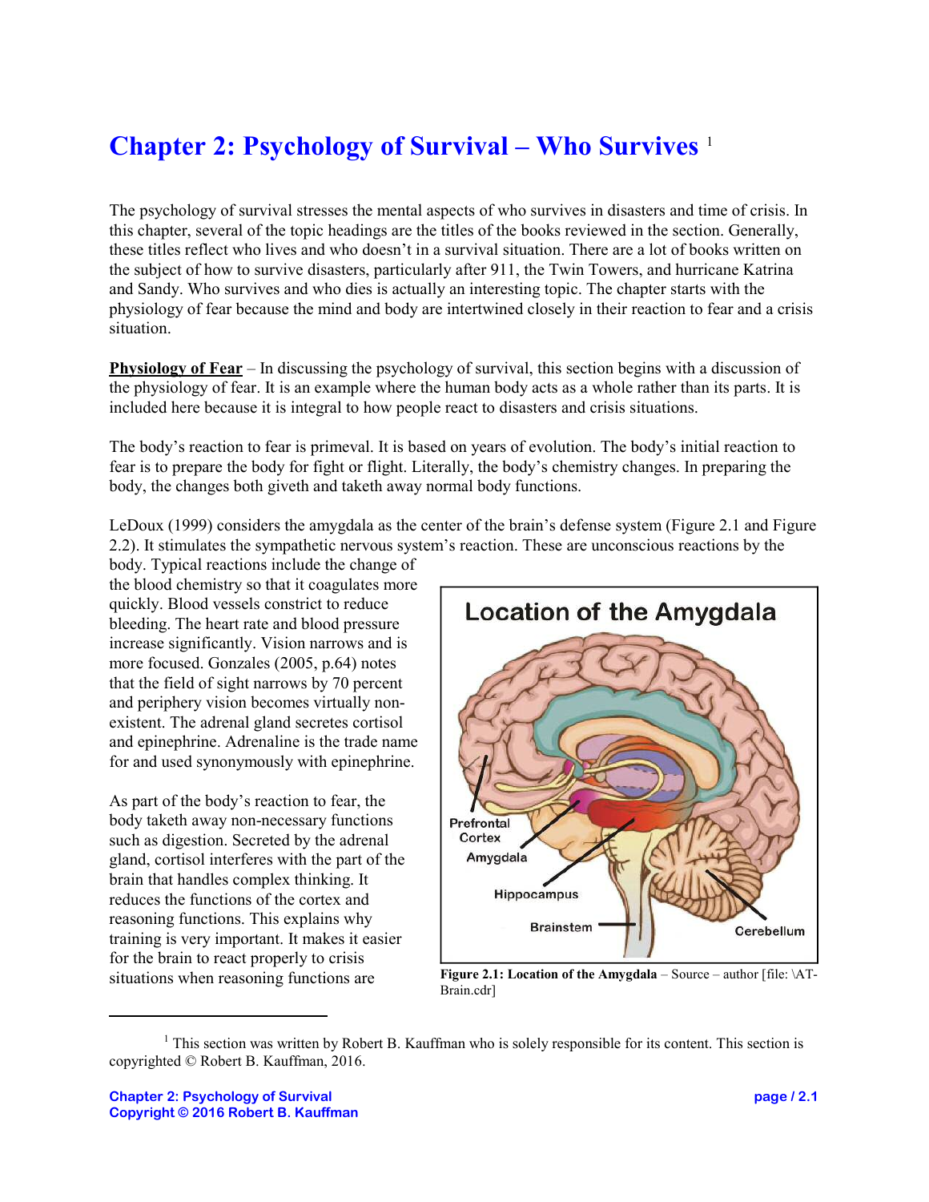# Chapter 2: Psychology of Survival – Who Survives [1]

The psychology of survival stresses the mental aspects of who survives in disasters and time of crisis. In this chapter, several of the topic headings are the titles of the books reviewed in the section. Generally, these titles reflect who lives and who doesn't in a survival situation. There are a lot of books written on the subject of how to survive disasters, particularly after 911, the Twin Towers, and hurricane Katrina and Sandy. Who survives and who dies is actually an interesting topic. The chapter starts with the physiology of fear because the mind and body are intertwined closely in their reaction to fear and a crisis situation.

**Physiology of Fear** – In discussing the psychology of survival, this section begins with a discussion of the physiology of fear. It is an example where the human body acts as a whole rather than its parts. It is included here because it is integral to how people react to disasters and crisis situations.

The body's reaction to fear is primeval. It is based on years of evolution. The body's initial reaction to fear is to prepare the body for fight or flight. Literally, the body's chemistry changes. In preparing the body, the changes both giveth and taketh away normal body functions.

LeDoux (1999) considers the amygdala as the center of the brain's defense system (Figure 2.1 and Figure 2.2). It stimulates the sympathetic nervous system's reaction. These are unconscious reactions by the body. Typical reactions include the change of the blood chemistry so that it coagulates more quickly. Blood vessels constrict to reduce bleeding. The heart rate and blood pressure increase significantly. Vision narrows and is more focused. Gonzales (2005, p.64) notes that the field of sight narrows by 70 percent and periphery vision becomes virtually non-existent. The adrenal gland secretes cortisol and epinephrine. Adrenaline is the trade name for and used synonymously with epinephrine.

**Figure 2.1: Location of the Amygdala** – Source – author [file: \AT-Brain.cdr]

As part of the body's reaction to fear, the body taketh away non-necessary functions such as digestion. Secreted by the adrenal gland, cortisol interferes with the part of the brain that handles complex thinking. It reduces the functions of the cortex and reasoning functions. This explains why training is very important. It makes it easier for the brain to react properly to crisis situations when reasoning functions are

[1] This section was written by Robert B. Kauffman who is solely responsible for its content. This section is copyrighted © Robert B. Kauffman, 2016.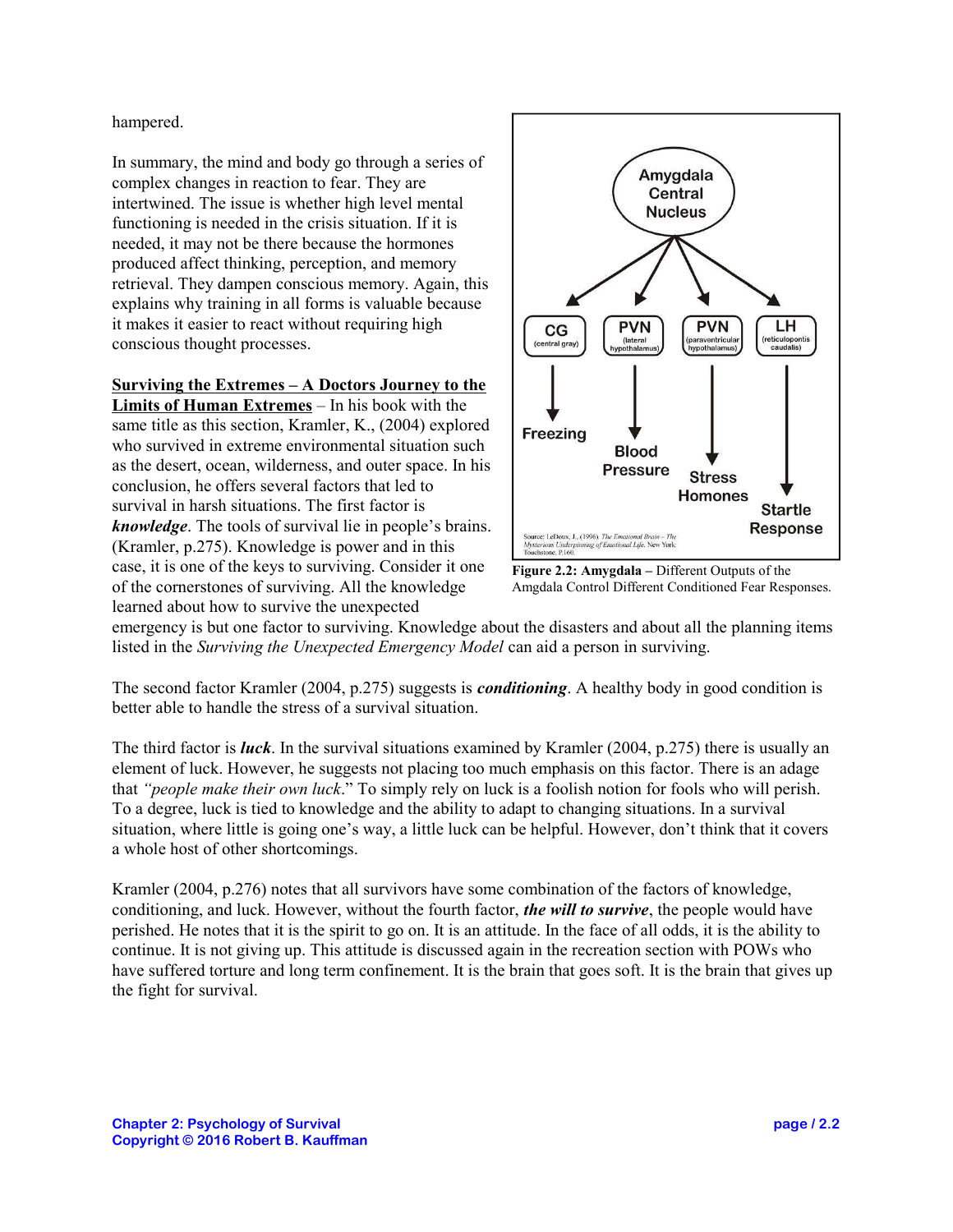hampered.

In summary, the mind and body go through a series of complex changes in reaction to fear. They are intertwined. The issue is whether high level mental functioning is needed in the crisis situation. If it is needed, it may not be there because the hormones produced affect thinking, perception, and memory retrieval. They dampen conscious memory. Again, this explains why training in all forms is valuable because it makes it easier to react without requiring high conscious thought processes.

**Figure 2.2: Amygdala** – Different Outputs of the Amgdala Control Different Conditioned Fear Responses.

**<u>Surviving the Extremes – A Doctors Journey to the Limits of Human Extremes</u>** – In his book with the same title as this section, Kramler, K., (2004) explored who survived in extreme environmental situation such as the desert, ocean, wilderness, and outer space. In his conclusion, he offers several factors that led to survival in harsh situations. The first factor is ***knowledge***. The tools of survival lie in people's brains. (Kramler, p.275). Knowledge is power and in this case, it is one of the keys to surviving. Consider it one of the cornerstones of surviving. All the knowledge learned about how to survive the unexpected emergency is but one factor to surviving. Knowledge about the disasters and about all the planning items listed in the *Surviving the Unexpected Emergency Model* can aid a person in surviving.

The second factor Kramler (2004, p.275) suggests is ***conditioning***. A healthy body in good condition is better able to handle the stress of a survival situation.

The third factor is ***luck***. In the survival situations examined by Kramler (2004, p.275) there is usually an element of luck. However, he suggests not placing too much emphasis on this factor. There is an adage that *"people make their own luck*." To simply rely on luck is a foolish notion for fools who will perish. To a degree, luck is tied to knowledge and the ability to adapt to changing situations. In a survival situation, where little is going one's way, a little luck can be helpful. However, don't think that it covers a whole host of other shortcomings.

Kramler (2004, p.276) notes that all survivors have some combination of the factors of knowledge, conditioning, and luck. However, without the fourth factor, ***the will to survive***, the people would have perished. He notes that it is the spirit to go on. It is an attitude. In the face of all odds, it is the ability to continue. It is not giving up. This attitude is discussed again in the recreation section with POWs who have suffered torture and long term confinement. It is the brain that goes soft. It is the brain that gives up the fight for survival.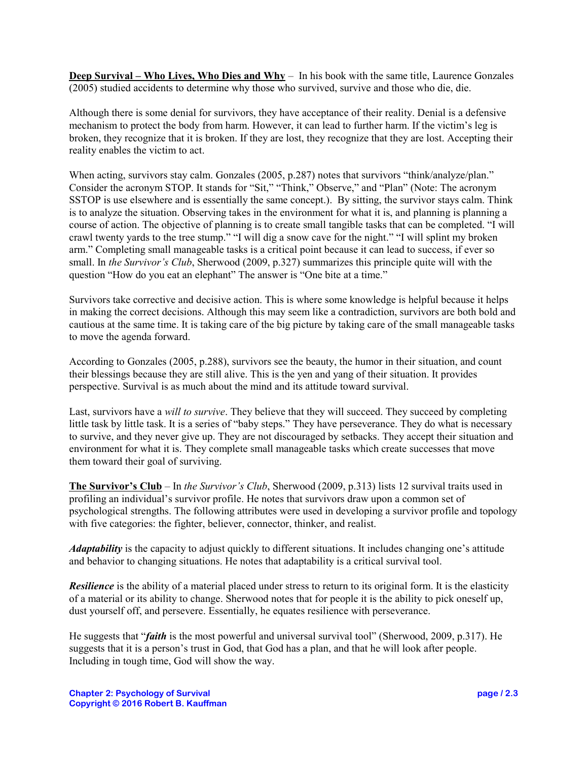**<u>Deep Survival – Who Lives, Who Dies and Why</u>** – In his book with the same title, Laurence Gonzales (2005) studied accidents to determine why those who survived, survive and those who die, die.

Although there is some denial for survivors, they have acceptance of their reality. Denial is a defensive mechanism to protect the body from harm. However, it can lead to further harm. If the victim's leg is broken, they recognize that it is broken. If they are lost, they recognize that they are lost. Accepting their reality enables the victim to act.

When acting, survivors stay calm. Gonzales (2005, p.287) notes that survivors "think/analyze/plan." Consider the acronym STOP. It stands for "Sit," "Think," Observe," and "Plan" (Note: The acronym SSTOP is use elsewhere and is essentially the same concept.). By sitting, the survivor stays calm. Think is to analyze the situation. Observing takes in the environment for what it is, and planning is planning a course of action. The objective of planning is to create small tangible tasks that can be completed. "I will crawl twenty yards to the tree stump." "I will dig a snow cave for the night." "I will splint my broken arm." Completing small manageable tasks is a critical point because it can lead to success, if ever so small. In *the Survivor's Club*, Sherwood (2009, p.327) summarizes this principle quite will with the question "How do you eat an elephant" The answer is "One bite at a time."

Survivors take corrective and decisive action. This is where some knowledge is helpful because it helps in making the correct decisions. Although this may seem like a contradiction, survivors are both bold and cautious at the same time. It is taking care of the big picture by taking care of the small manageable tasks to move the agenda forward.

According to Gonzales (2005, p.288), survivors see the beauty, the humor in their situation, and count their blessings because they are still alive. This is the yen and yang of their situation. It provides perspective. Survival is as much about the mind and its attitude toward survival.

Last, survivors have a *will to survive*. They believe that they will succeed. They succeed by completing little task by little task. It is a series of "baby steps." They have perseverance. They do what is necessary to survive, and they never give up. They are not discouraged by setbacks. They accept their situation and environment for what it is. They complete small manageable tasks which create successes that move them toward their goal of surviving.

**<u>The Survivor's Club</u>** – In *the Survivor's Club*, Sherwood (2009, p.313) lists 12 survival traits used in profiling an individual's survivor profile. He notes that survivors draw upon a common set of psychological strengths. The following attributes were used in developing a survivor profile and topology with five categories: the fighter, believer, connector, thinker, and realist.

***Adaptability*** is the capacity to adjust quickly to different situations. It includes changing one's attitude and behavior to changing situations. He notes that adaptability is a critical survival tool.

***Resilience*** is the ability of a material placed under stress to return to its original form. It is the elasticity of a material or its ability to change. Sherwood notes that for people it is the ability to pick oneself up, dust yourself off, and persevere. Essentially, he equates resilience with perseverance.

He suggests that "***faith*** is the most powerful and universal survival tool" (Sherwood, 2009, p.317). He suggests that it is a person's trust in God, that God has a plan, and that he will look after people. Including in tough time, God will show the way.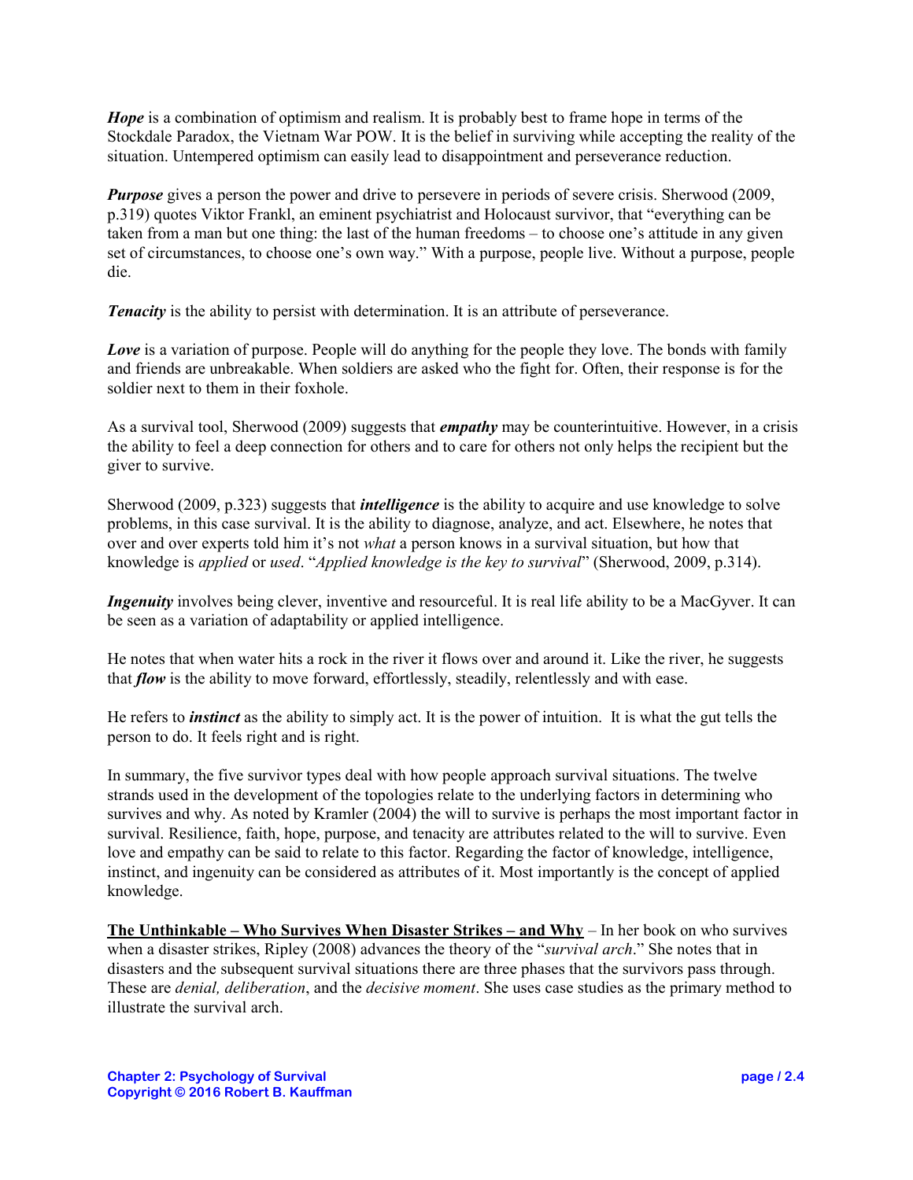***Hope*** is a combination of optimism and realism. It is probably best to frame hope in terms of the Stockdale Paradox, the Vietnam War POW. It is the belief in surviving while accepting the reality of the situation. Untempered optimism can easily lead to disappointment and perseverance reduction.

***Purpose*** gives a person the power and drive to persevere in periods of severe crisis. Sherwood (2009, p.319) quotes Viktor Frankl, an eminent psychiatrist and Holocaust survivor, that "everything can be taken from a man but one thing: the last of the human freedoms – to choose one's attitude in any given set of circumstances, to choose one's own way." With a purpose, people live. Without a purpose, people die.

***Tenacity*** is the ability to persist with determination. It is an attribute of perseverance.

***Love*** is a variation of purpose. People will do anything for the people they love. The bonds with family and friends are unbreakable. When soldiers are asked who the fight for. Often, their response is for the soldier next to them in their foxhole.

As a survival tool, Sherwood (2009) suggests that ***empathy*** may be counterintuitive. However, in a crisis the ability to feel a deep connection for others and to care for others not only helps the recipient but the giver to survive.

Sherwood (2009, p.323) suggests that ***intelligence*** is the ability to acquire and use knowledge to solve problems, in this case survival. It is the ability to diagnose, analyze, and act. Elsewhere, he notes that over and over experts told him it's not *what* a person knows in a survival situation, but how that knowledge is *applied* or *used*. "*Applied knowledge is the key to survival*" (Sherwood, 2009, p.314).

***Ingenuity*** involves being clever, inventive and resourceful. It is real life ability to be a MacGyver. It can be seen as a variation of adaptability or applied intelligence.

He notes that when water hits a rock in the river it flows over and around it. Like the river, he suggests that ***flow*** is the ability to move forward, effortlessly, steadily, relentlessly and with ease.

He refers to ***instinct*** as the ability to simply act. It is the power of intuition. It is what the gut tells the person to do. It feels right and is right.

In summary, the five survivor types deal with how people approach survival situations. The twelve strands used in the development of the topologies relate to the underlying factors in determining who survives and why. As noted by Kramler (2004) the will to survive is perhaps the most important factor in survival. Resilience, faith, hope, purpose, and tenacity are attributes related to the will to survive. Even love and empathy can be said to relate to this factor. Regarding the factor of knowledge, intelligence, instinct, and ingenuity can be considered as attributes of it. Most importantly is the concept of applied knowledge.

**The Unthinkable – Who Survives When Disaster Strikes – and Why** – In her book on who survives when a disaster strikes, Ripley (2008) advances the theory of the "*survival arch*." She notes that in disasters and the subsequent survival situations there are three phases that the survivors pass through. These are *denial, deliberation*, and the *decisive moment*. She uses case studies as the primary method to illustrate the survival arch.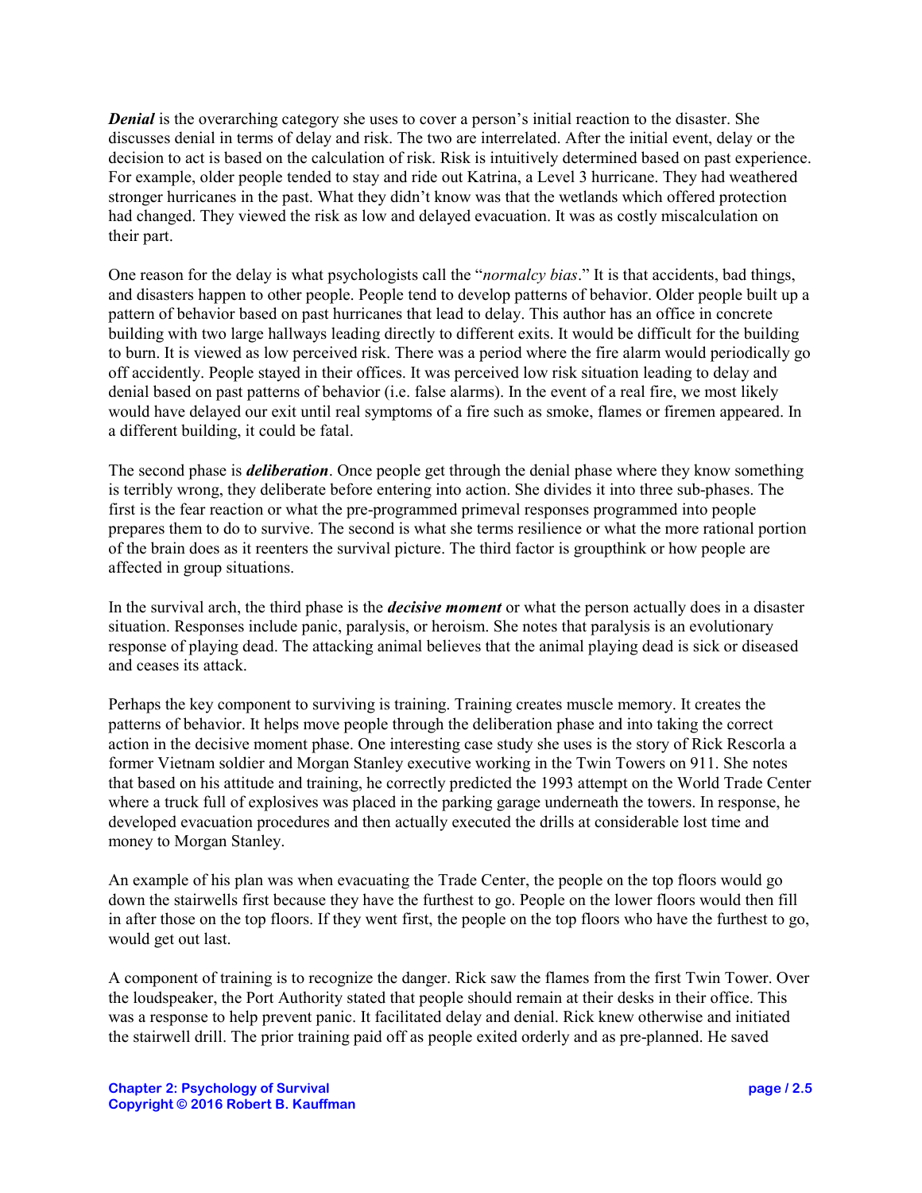***Denial*** is the overarching category she uses to cover a person's initial reaction to the disaster. She discusses denial in terms of delay and risk. The two are interrelated. After the initial event, delay or the decision to act is based on the calculation of risk. Risk is intuitively determined based on past experience. For example, older people tended to stay and ride out Katrina, a Level 3 hurricane. They had weathered stronger hurricanes in the past. What they didn't know was that the wetlands which offered protection had changed. They viewed the risk as low and delayed evacuation. It was as costly miscalculation on their part.

One reason for the delay is what psychologists call the "*normalcy bias*." It is that accidents, bad things, and disasters happen to other people. People tend to develop patterns of behavior. Older people built up a pattern of behavior based on past hurricanes that lead to delay. This author has an office in concrete building with two large hallways leading directly to different exits. It would be difficult for the building to burn. It is viewed as low perceived risk. There was a period where the fire alarm would periodically go off accidently. People stayed in their offices. It was perceived low risk situation leading to delay and denial based on past patterns of behavior (i.e. false alarms). In the event of a real fire, we most likely would have delayed our exit until real symptoms of a fire such as smoke, flames or firemen appeared. In a different building, it could be fatal.

The second phase is ***deliberation***. Once people get through the denial phase where they know something is terribly wrong, they deliberate before entering into action. She divides it into three sub-phases. The first is the fear reaction or what the pre-programmed primeval responses programmed into people prepares them to do to survive. The second is what she terms resilience or what the more rational portion of the brain does as it reenters the survival picture. The third factor is groupthink or how people are affected in group situations.

In the survival arch, the third phase is the ***decisive moment*** or what the person actually does in a disaster situation. Responses include panic, paralysis, or heroism. She notes that paralysis is an evolutionary response of playing dead. The attacking animal believes that the animal playing dead is sick or diseased and ceases its attack.

Perhaps the key component to surviving is training. Training creates muscle memory. It creates the patterns of behavior. It helps move people through the deliberation phase and into taking the correct action in the decisive moment phase. One interesting case study she uses is the story of Rick Rescorla a former Vietnam soldier and Morgan Stanley executive working in the Twin Towers on 911. She notes that based on his attitude and training, he correctly predicted the 1993 attempt on the World Trade Center where a truck full of explosives was placed in the parking garage underneath the towers. In response, he developed evacuation procedures and then actually executed the drills at considerable lost time and money to Morgan Stanley.

An example of his plan was when evacuating the Trade Center, the people on the top floors would go down the stairwells first because they have the furthest to go. People on the lower floors would then fill in after those on the top floors. If they went first, the people on the top floors who have the furthest to go, would get out last.

A component of training is to recognize the danger. Rick saw the flames from the first Twin Tower. Over the loudspeaker, the Port Authority stated that people should remain at their desks in their office. This was a response to help prevent panic. It facilitated delay and denial. Rick knew otherwise and initiated the stairwell drill. The prior training paid off as people exited orderly and as pre-planned. He saved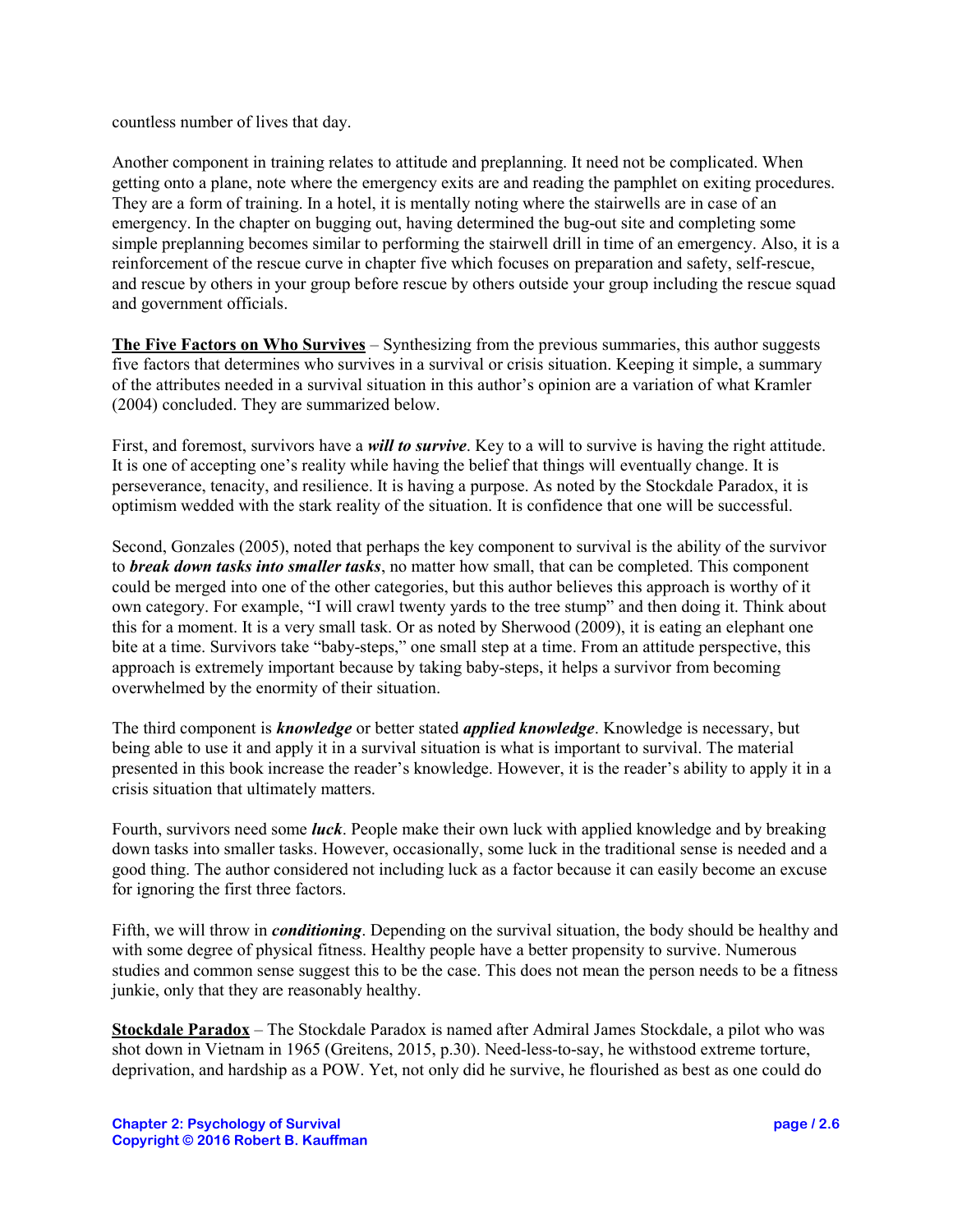countless number of lives that day.

Another component in training relates to attitude and preplanning. It need not be complicated. When getting onto a plane, note where the emergency exits are and reading the pamphlet on exiting procedures. They are a form of training. In a hotel, it is mentally noting where the stairwells are in case of an emergency. In the chapter on bugging out, having determined the bug-out site and completing some simple preplanning becomes similar to performing the stairwell drill in time of an emergency. Also, it is a reinforcement of the rescue curve in chapter five which focuses on preparation and safety, self-rescue, and rescue by others in your group before rescue by others outside your group including the rescue squad and government officials.

**<u>The Five Factors on Who Survives</u>** – Synthesizing from the previous summaries, this author suggests five factors that determines who survives in a survival or crisis situation. Keeping it simple, a summary of the attributes needed in a survival situation in this author's opinion are a variation of what Kramler (2004) concluded. They are summarized below.

First, and foremost, survivors have a ***will to survive***. Key to a will to survive is having the right attitude. It is one of accepting one's reality while having the belief that things will eventually change. It is perseverance, tenacity, and resilience. It is having a purpose. As noted by the Stockdale Paradox, it is optimism wedded with the stark reality of the situation. It is confidence that one will be successful.

Second, Gonzales (2005), noted that perhaps the key component to survival is the ability of the survivor to ***break down tasks into smaller tasks***, no matter how small, that can be completed. This component could be merged into one of the other categories, but this author believes this approach is worthy of it own category. For example, "I will crawl twenty yards to the tree stump" and then doing it. Think about this for a moment. It is a very small task. Or as noted by Sherwood (2009), it is eating an elephant one bite at a time. Survivors take "baby-steps," one small step at a time. From an attitude perspective, this approach is extremely important because by taking baby-steps, it helps a survivor from becoming overwhelmed by the enormity of their situation.

The third component is ***knowledge*** or better stated ***applied knowledge***. Knowledge is necessary, but being able to use it and apply it in a survival situation is what is important to survival. The material presented in this book increase the reader's knowledge. However, it is the reader's ability to apply it in a crisis situation that ultimately matters.

Fourth, survivors need some ***luck***. People make their own luck with applied knowledge and by breaking down tasks into smaller tasks. However, occasionally, some luck in the traditional sense is needed and a good thing. The author considered not including luck as a factor because it can easily become an excuse for ignoring the first three factors.

Fifth, we will throw in ***conditioning***. Depending on the survival situation, the body should be healthy and with some degree of physical fitness. Healthy people have a better propensity to survive. Numerous studies and common sense suggest this to be the case. This does not mean the person needs to be a fitness junkie, only that they are reasonably healthy.

**<u>Stockdale Paradox</u>** – The Stockdale Paradox is named after Admiral James Stockdale, a pilot who was shot down in Vietnam in 1965 (Greitens, 2015, p.30). Need-less-to-say, he withstood extreme torture, deprivation, and hardship as a POW. Yet, not only did he survive, he flourished as best as one could do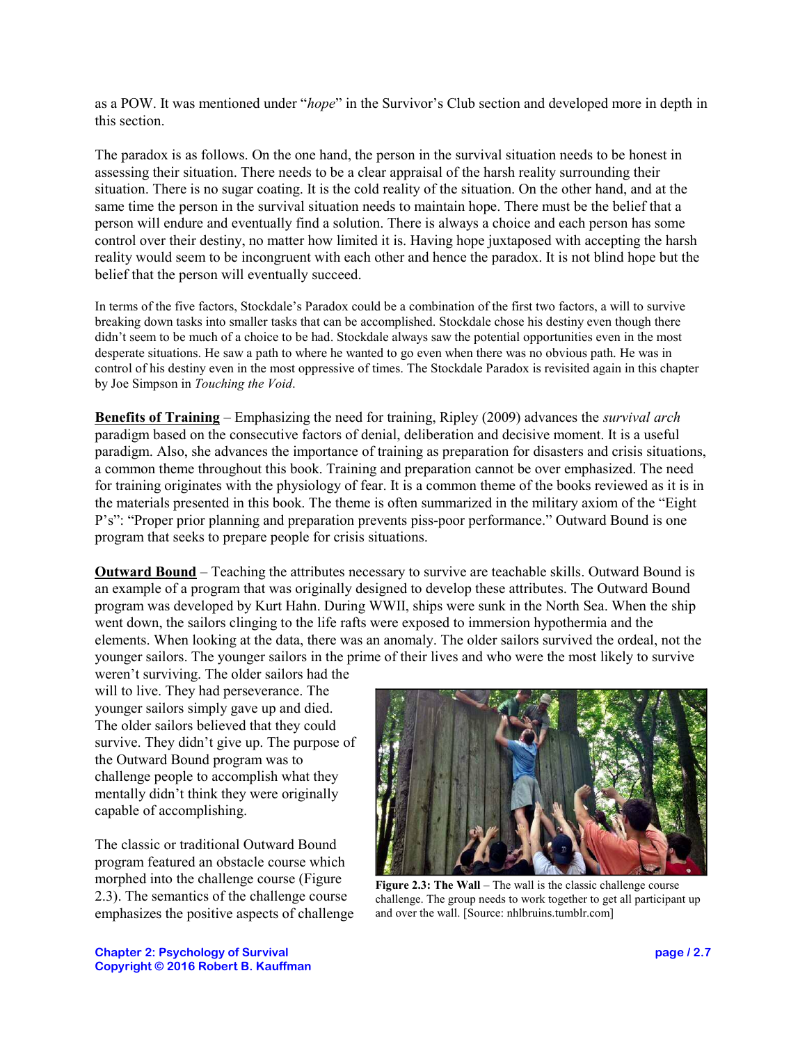as a POW. It was mentioned under "*hope*" in the Survivor's Club section and developed more in depth in this section.

The paradox is as follows. On the one hand, the person in the survival situation needs to be honest in assessing their situation. There needs to be a clear appraisal of the harsh reality surrounding their situation. There is no sugar coating. It is the cold reality of the situation. On the other hand, and at the same time the person in the survival situation needs to maintain hope. There must be the belief that a person will endure and eventually find a solution. There is always a choice and each person has some control over their destiny, no matter how limited it is. Having hope juxtaposed with accepting the harsh reality would seem to be incongruent with each other and hence the paradox. It is not blind hope but the belief that the person will eventually succeed.

In terms of the five factors, Stockdale's Paradox could be a combination of the first two factors, a will to survive breaking down tasks into smaller tasks that can be accomplished. Stockdale chose his destiny even though there didn't seem to be much of a choice to be had. Stockdale always saw the potential opportunities even in the most desperate situations. He saw a path to where he wanted to go even when there was no obvious path. He was in control of his destiny even in the most oppressive of times. The Stockdale Paradox is revisited again in this chapter by Joe Simpson in *Touching the Void*.

**Benefits of Training** – Emphasizing the need for training, Ripley (2009) advances the *survival arch* paradigm based on the consecutive factors of denial, deliberation and decisive moment. It is a useful paradigm. Also, she advances the importance of training as preparation for disasters and crisis situations, a common theme throughout this book. Training and preparation cannot be over emphasized. The need for training originates with the physiology of fear. It is a common theme of the books reviewed as it is in the materials presented in this book. The theme is often summarized in the military axiom of the "Eight P's": "Proper prior planning and preparation prevents piss-poor performance." Outward Bound is one program that seeks to prepare people for crisis situations.

**Outward Bound** – Teaching the attributes necessary to survive are teachable skills. Outward Bound is an example of a program that was originally designed to develop these attributes. The Outward Bound program was developed by Kurt Hahn. During WWII, ships were sunk in the North Sea. When the ship went down, the sailors clinging to the life rafts were exposed to immersion hypothermia and the elements. When looking at the data, there was an anomaly. The older sailors survived the ordeal, not the younger sailors. The younger sailors in the prime of their lives and who were the most likely to survive weren't surviving. The older sailors had the will to live. They had perseverance. The younger sailors simply gave up and died. The older sailors believed that they could survive. They didn't give up. The purpose of the Outward Bound program was to challenge people to accomplish what they mentally didn't think they were originally capable of accomplishing.

**Figure 2.3: The Wall** – The wall is the classic challenge course challenge. The group needs to work together to get all participant up and over the wall. [Source: nhlbruins.tumblr.com]

The classic or traditional Outward Bound program featured an obstacle course which morphed into the challenge course (Figure 2.3). The semantics of the challenge course emphasizes the positive aspects of challenge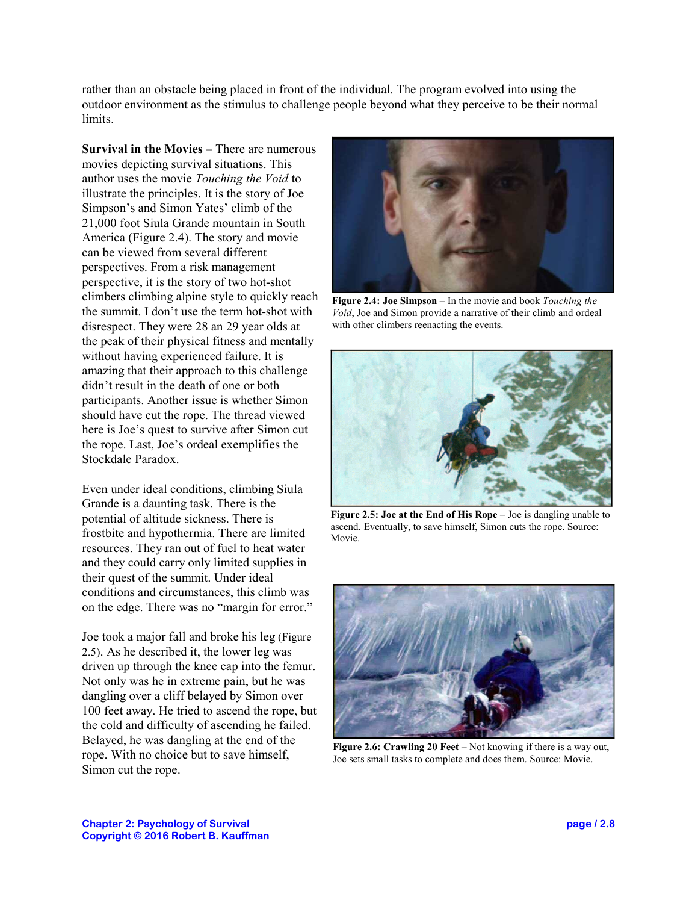rather than an obstacle being placed in front of the individual. The program evolved into using the outdoor environment as the stimulus to challenge people beyond what they perceive to be their normal limits.

**Survival in the Movies** – There are numerous movies depicting survival situations. This author uses the movie *Touching the Void* to illustrate the principles. It is the story of Joe Simpson's and Simon Yates' climb of the 21,000 foot Siula Grande mountain in South America (Figure 2.4). The story and movie can be viewed from several different perspectives. From a risk management perspective, it is the story of two hot-shot climbers climbing alpine style to quickly reach the summit. I don't use the term hot-shot with disrespect. They were 28 an 29 year olds at the peak of their physical fitness and mentally without having experienced failure. It is amazing that their approach to this challenge didn't result in the death of one or both participants. Another issue is whether Simon should have cut the rope. The thread viewed here is Joe's quest to survive after Simon cut the rope. Last, Joe's ordeal exemplifies the Stockdale Paradox.

**Figure 2.4: Joe Simpson** – In the movie and book *Touching the Void*, Joe and Simon provide a narrative of their climb and ordeal with other climbers reenacting the events.

Even under ideal conditions, climbing Siula Grande is a daunting task. There is the potential of altitude sickness. There is frostbite and hypothermia. There are limited resources. They ran out of fuel to heat water and they could carry only limited supplies in their quest of the summit. Under ideal conditions and circumstances, this climb was on the edge. There was no "margin for error."

**Figure 2.5: Joe at the End of His Rope** – Joe is dangling unable to ascend. Eventually, to save himself, Simon cuts the rope. Source: Movie.

Joe took a major fall and broke his leg (Figure 2.5). As he described it, the lower leg was driven up through the knee cap into the femur. Not only was he in extreme pain, but he was dangling over a cliff belayed by Simon over 100 feet away. He tried to ascend the rope, but the cold and difficulty of ascending he failed. Belayed, he was dangling at the end of the rope. With no choice but to save himself, Simon cut the rope.

**Figure 2.6: Crawling 20 Feet** – Not knowing if there is a way out, Joe sets small tasks to complete and does them. Source: Movie.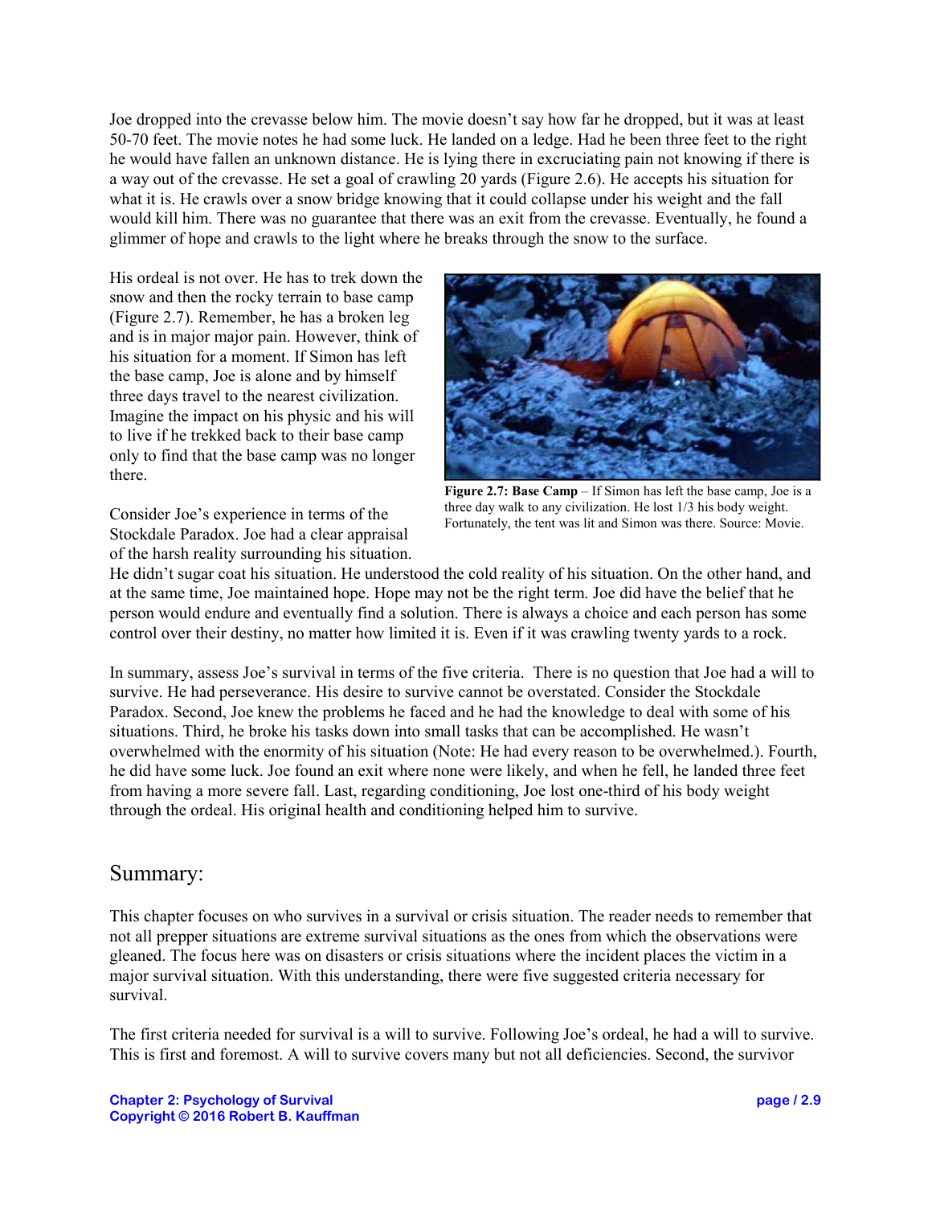Joe dropped into the crevasse below him. The movie doesn't say how far he dropped, but it was at least 50-70 feet. The movie notes he had some luck. He landed on a ledge. Had he been three feet to the right he would have fallen an unknown distance. He is lying there in excruciating pain not knowing if there is a way out of the crevasse. He set a goal of crawling 20 yards (Figure 2.6). He accepts his situation for what it is. He crawls over a snow bridge knowing that it could collapse under his weight and the fall would kill him. There was no guarantee that there was an exit from the crevasse. Eventually, he found a glimmer of hope and crawls to the light where he breaks through the snow to the surface.

His ordeal is not over. He has to trek down the snow and then the rocky terrain to base camp (Figure 2.7). Remember, he has a broken leg and is in major major pain. However, think of his situation for a moment. If Simon has left the base camp, Joe is alone and by himself three days travel to the nearest civilization. Imagine the impact on his physic and his will to live if he trekked back to their base camp only to find that the base camp was no longer there.

**Figure 2.7: Base Camp** – If Simon has left the base camp, Joe is a three day walk to any civilization. He lost 1/3 his body weight. Fortunately, the tent was lit and Simon was there. Source: Movie.

Consider Joe's experience in terms of the Stockdale Paradox. Joe had a clear appraisal of the harsh reality surrounding his situation. He didn't sugar coat his situation. He understood the cold reality of his situation. On the other hand, and at the same time, Joe maintained hope. Hope may not be the right term. Joe did have the belief that he person would endure and eventually find a solution. There is always a choice and each person has some control over their destiny, no matter how limited it is. Even if it was crawling twenty yards to a rock.

In summary, assess Joe's survival in terms of the five criteria. There is no question that Joe had a will to survive. He had perseverance. His desire to survive cannot be overstated. Consider the Stockdale Paradox. Second, Joe knew the problems he faced and he had the knowledge to deal with some of his situations. Third, he broke his tasks down into small tasks that can be accomplished. He wasn't overwhelmed with the enormity of his situation (Note: He had every reason to be overwhelmed.). Fourth, he did have some luck. Joe found an exit where none were likely, and when he fell, he landed three feet from having a more severe fall. Last, regarding conditioning, Joe lost one-third of his body weight through the ordeal. His original health and conditioning helped him to survive.

## Summary:

This chapter focuses on who survives in a survival or crisis situation. The reader needs to remember that not all prepper situations are extreme survival situations as the ones from which the observations were gleaned. The focus here was on disasters or crisis situations where the incident places the victim in a major survival situation. With this understanding, there were five suggested criteria necessary for survival.

The first criteria needed for survival is a will to survive. Following Joe's ordeal, he had a will to survive. This is first and foremost. A will to survive covers many but not all deficiencies. Second, the survivor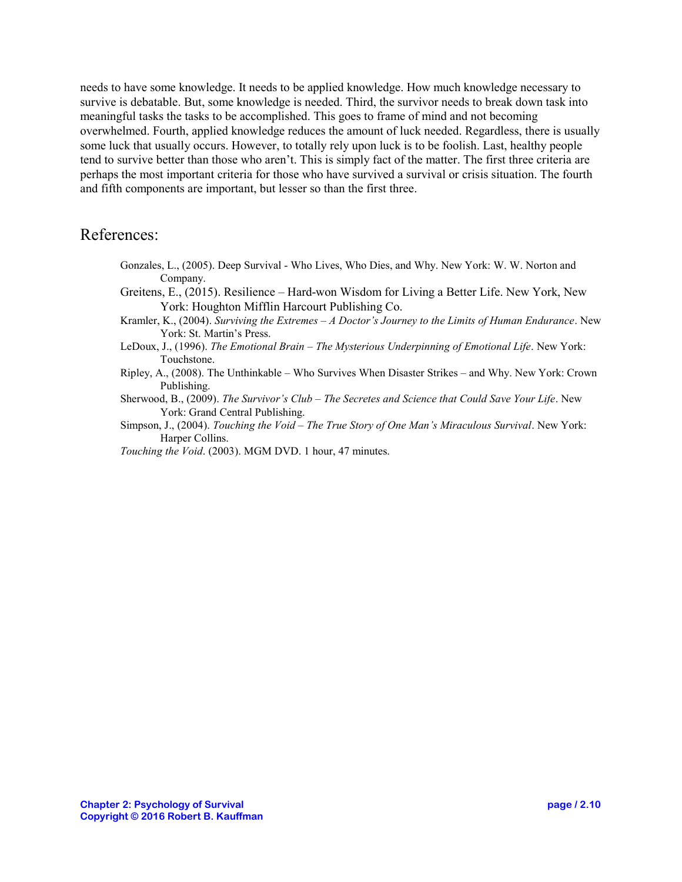needs to have some knowledge. It needs to be applied knowledge. How much knowledge necessary to survive is debatable. But, some knowledge is needed. Third, the survivor needs to break down task into meaningful tasks the tasks to be accomplished. This goes to frame of mind and not becoming overwhelmed. Fourth, applied knowledge reduces the amount of luck needed. Regardless, there is usually some luck that usually occurs. However, to totally rely upon luck is to be foolish. Last, healthy people tend to survive better than those who aren't. This is simply fact of the matter. The first three criteria are perhaps the most important criteria for those who have survived a survival or crisis situation. The fourth and fifth components are important, but lesser so than the first three.

## References:

Gonzales, L., (2005). Deep Survival - Who Lives, Who Dies, and Why. New York: W. W. Norton and Company.

Greitens, E., (2015). Resilience – Hard-won Wisdom for Living a Better Life. New York, New York: Houghton Mifflin Harcourt Publishing Co.

Kramler, K., (2004). *Surviving the Extremes – A Doctor's Journey to the Limits of Human Endurance*. New York: St. Martin's Press.

LeDoux, J., (1996). *The Emotional Brain – The Mysterious Underpinning of Emotional Life*. New York: Touchstone.

Ripley, A., (2008). The Unthinkable – Who Survives When Disaster Strikes – and Why. New York: Crown Publishing.

Sherwood, B., (2009). *The Survivor's Club – The Secretes and Science that Could Save Your Life*. New York: Grand Central Publishing.

Simpson, J., (2004). *Touching the Void – The True Story of One Man's Miraculous Survival*. New York: Harper Collins.

*Touching the Void*. (2003). MGM DVD. 1 hour, 47 minutes.